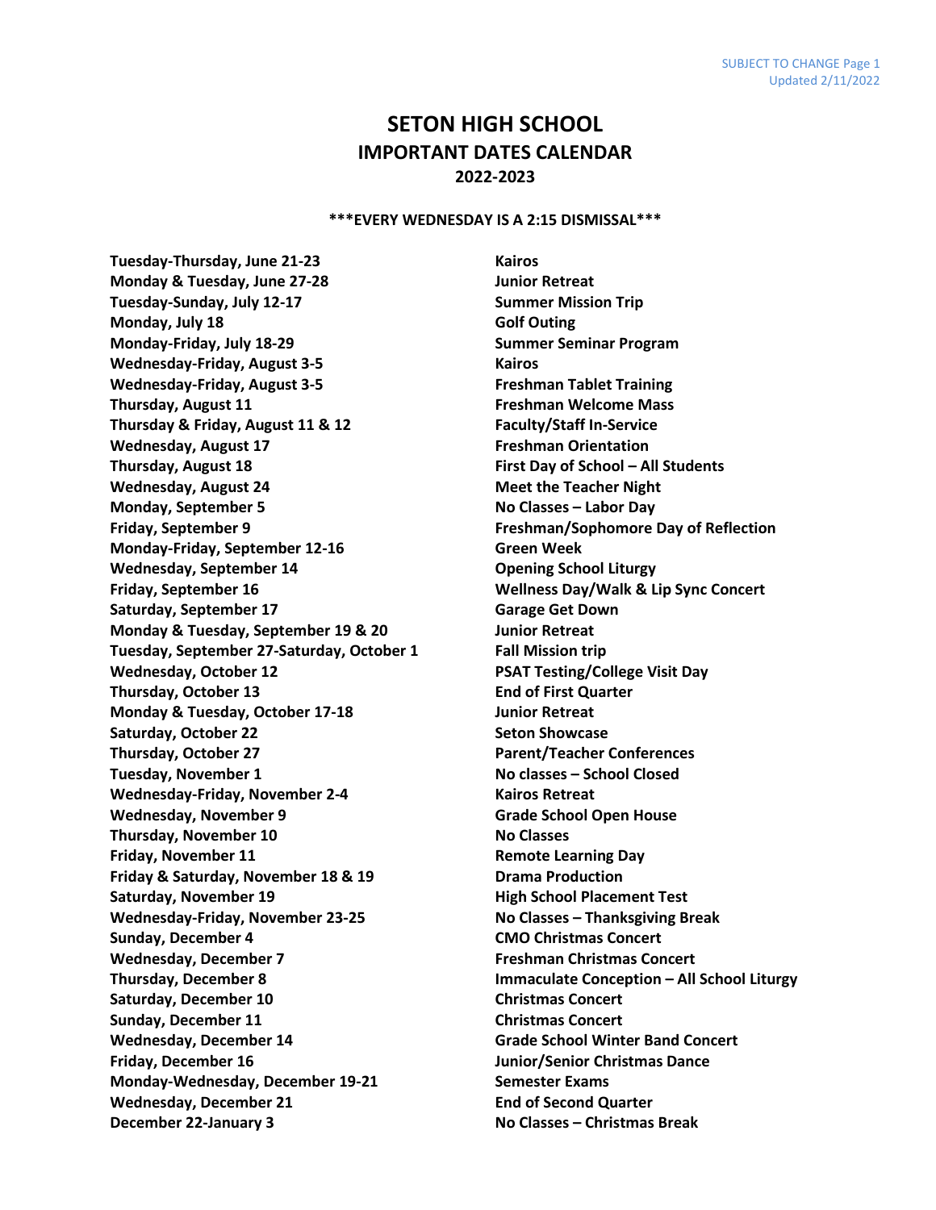# SETON HIGH SCHOOL
## IMPORTANT DATES CALENDAR
## 2022-2023

**\*\*\*EVERY WEDNESDAY IS A 2:15 DISMISSAL\*\*\***

| Date | Event |
|---|---|
| **Tuesday-Thursday, June 21-23** | **Kairos** |
| **Monday & Tuesday, June 27-28** | **Junior Retreat** |
| **Tuesday-Sunday, July 12-17** | **Summer Mission Trip** |
| **Monday, July 18** | **Golf Outing** |
| **Monday-Friday, July 18-29** | **Summer Seminar Program** |
| **Wednesday-Friday, August 3-5** | **Kairos** |
| **Wednesday-Friday, August 3-5** | **Freshman Tablet Training** |
| **Thursday, August 11** | **Freshman Welcome Mass** |
| **Thursday & Friday, August 11 & 12** | **Faculty/Staff In-Service** |
| **Wednesday, August 17** | **Freshman Orientation** |
| **Thursday, August 18** | **First Day of School – All Students** |
| **Wednesday, August 24** | **Meet the Teacher Night** |
| **Monday, September 5** | **No Classes – Labor Day** |
| **Friday, September 9** | **Freshman/Sophomore Day of Reflection** |
| **Monday-Friday, September 12-16** | **Green Week** |
| **Wednesday, September 14** | **Opening School Liturgy** |
| **Friday, September 16** | **Wellness Day/Walk & Lip Sync Concert** |
| **Saturday, September 17** | **Garage Get Down** |
| **Monday & Tuesday, September 19 & 20** | **Junior Retreat** |
| **Tuesday, September 27-Saturday, October 1** | **Fall Mission trip** |
| **Wednesday, October 12** | **PSAT Testing/College Visit Day** |
| **Thursday, October 13** | **End of First Quarter** |
| **Monday & Tuesday, October 17-18** | **Junior Retreat** |
| **Saturday, October 22** | **Seton Showcase** |
| **Thursday, October 27** | **Parent/Teacher Conferences** |
| **Tuesday, November 1** | **No classes – School Closed** |
| **Wednesday-Friday, November 2-4** | **Kairos Retreat** |
| **Wednesday, November 9** | **Grade School Open House** |
| **Thursday, November 10** | **No Classes** |
| **Friday, November 11** | **Remote Learning Day** |
| **Friday & Saturday, November 18 & 19** | **Drama Production** |
| **Saturday, November 19** | **High School Placement Test** |
| **Wednesday-Friday, November 23-25** | **No Classes – Thanksgiving Break** |
| **Sunday, December 4** | **CMO Christmas Concert** |
| **Wednesday, December 7** | **Freshman Christmas Concert** |
| **Thursday, December 8** | **Immaculate Conception – All School Liturgy** |
| **Saturday, December 10** | **Christmas Concert** |
| **Sunday, December 11** | **Christmas Concert** |
| **Wednesday, December 14** | **Grade School Winter Band Concert** |
| **Friday, December 16** | **Junior/Senior Christmas Dance** |
| **Monday-Wednesday, December 19-21** | **Semester Exams** |
| **Wednesday, December 21** | **End of Second Quarter** |
| **December 22-January 3** | **No Classes – Christmas Break** |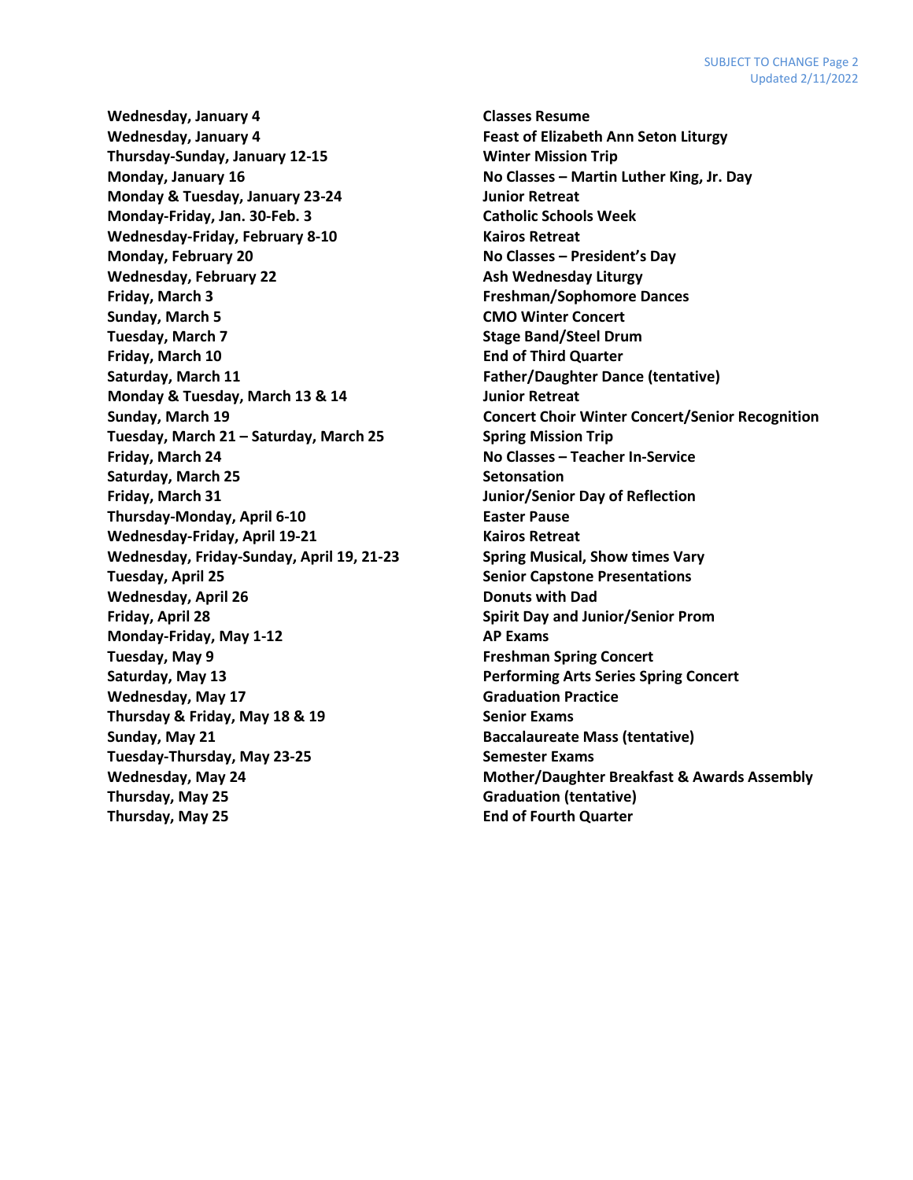| | |
|---|---|
| **Wednesday, January 4** | **Classes Resume** |
| **Wednesday, January 4** | **Feast of Elizabeth Ann Seton Liturgy** |
| **Thursday-Sunday, January 12-15** | **Winter Mission Trip** |
| **Monday, January 16** | **No Classes – Martin Luther King, Jr. Day** |
| **Monday & Tuesday, January 23-24** | **Junior Retreat** |
| **Monday-Friday, Jan. 30-Feb. 3** | **Catholic Schools Week** |
| **Wednesday-Friday, February 8-10** | **Kairos Retreat** |
| **Monday, February 20** | **No Classes – President's Day** |
| **Wednesday, February 22** | **Ash Wednesday Liturgy** |
| **Friday, March 3** | **Freshman/Sophomore Dances** |
| **Sunday, March 5** | **CMO Winter Concert** |
| **Tuesday, March 7** | **Stage Band/Steel Drum** |
| **Friday, March 10** | **End of Third Quarter** |
| **Saturday, March 11** | **Father/Daughter Dance (tentative)** |
| **Monday & Tuesday, March 13 & 14** | **Junior Retreat** |
| **Sunday, March 19** | **Concert Choir Winter Concert/Senior Recognition** |
| **Tuesday, March 21 – Saturday, March 25** | **Spring Mission Trip** |
| **Friday, March 24** | **No Classes – Teacher In-Service** |
| **Saturday, March 25** | **Setonsation** |
| **Friday, March 31** | **Junior/Senior Day of Reflection** |
| **Thursday-Monday, April 6-10** | **Easter Pause** |
| **Wednesday-Friday, April 19-21** | **Kairos Retreat** |
| **Wednesday, Friday-Sunday, April 19, 21-23** | **Spring Musical, Show times Vary** |
| **Tuesday, April 25** | **Senior Capstone Presentations** |
| **Wednesday, April 26** | **Donuts with Dad** |
| **Friday, April 28** | **Spirit Day and Junior/Senior Prom** |
| **Monday-Friday, May 1-12** | **AP Exams** |
| **Tuesday, May 9** | **Freshman Spring Concert** |
| **Saturday, May 13** | **Performing Arts Series Spring Concert** |
| **Wednesday, May 17** | **Graduation Practice** |
| **Thursday & Friday, May 18 & 19** | **Senior Exams** |
| **Sunday, May 21** | **Baccalaureate Mass (tentative)** |
| **Tuesday-Thursday, May 23-25** | **Semester Exams** |
| **Wednesday, May 24** | **Mother/Daughter Breakfast & Awards Assembly** |
| **Thursday, May 25** | **Graduation (tentative)** |
| **Thursday, May 25** | **End of Fourth Quarter** |